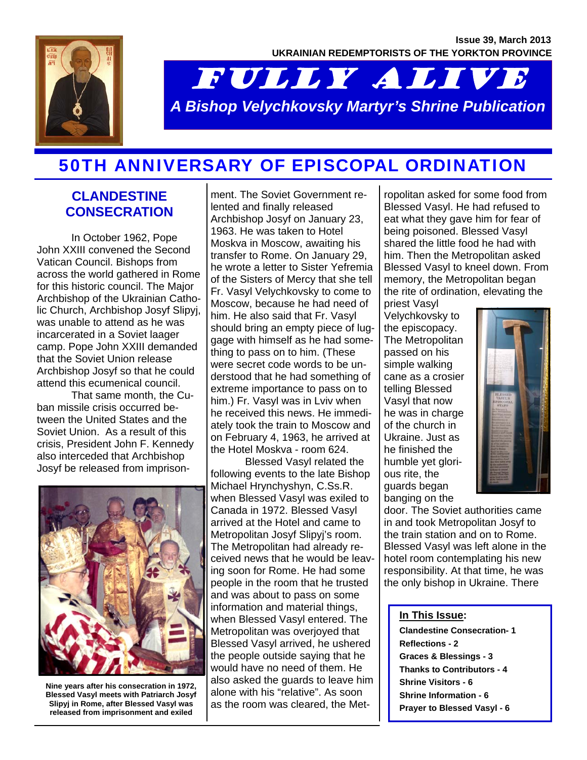UKRAINIAN REDEMPTORISTS OF THE YORKTON PROVINCE

# FULLY ALIVE

*A Bishop Velychkovsky Martyr's Shrine Publication*

## 50TH ANNIVERSARY OF EPISCOPAL ORDINATION

### CLANDESTINE CONSECRATION

In October 1962, Pope John XXIII convened the Second Vatican Council. Bishops from across the world gathered in Rome for this historic council. The Major Archbishop of the Ukrainian Catholic Church, Archbishop Josyf Slipyj, was unable to attend as he was incarcerated in a Soviet laager camp. Pope John XXIII demanded that the Soviet Union release Archbishop Josyf so that he could attend this ecumenical council.

That same month, the Cuban missile crisis occurred between the United States and the Soviet Union. As a result of this crisis, President John F. Kennedy also interceded that Archbishop Josyf be released from imprisonment. The Soviet Government relented and finally released Archbishop Josyf on January 23, 1963. He was taken to Hotel Moskva in Moscow, awaiting his transfer to Rome. On January 29, he wrote a letter to Sister Yefremia of the Sisters of Mercy that she tell Fr. Vasyl Velychkovsky to come to Moscow, because he had need of him. He also said that Fr. Vasyl should bring an empty piece of luggage with himself as he had something to pass on to him. (These were secret code words to be understood that he had something of extreme importance to pass on to him.) Fr. Vasyl was in Lviv when he received this news. He immediately took the train to Moscow and on February 4, 1963, he arrived at the Hotel Moskva - room 624.

Blessed Vasyl related the following events to the late Bishop Michael Hrynchyshyn, C.Ss.R. when Blessed Vasyl was exiled to Canada in 1972. Blessed Vasyl arrived at the Hotel and came to Metropolitan Josyf Slipyj's room. The Metropolitan had already received news that he would be leaving soon for Rome. He had some people in the room that he trusted and was about to pass on some information and material things, when Blessed Vasyl entered. The Metropolitan was overjoyed that Blessed Vasyl arrived, he ushered the people outside saying that he would have no need of them. He also asked the guards to leave him alone with his "relative". As soon as the room was cleared, the Metropolitan asked for some food from Blessed Vasyl. He had refused to eat what they gave him for fear of being poisoned. Blessed Vasyl shared the little food he had with him. Then the Metropolitan asked Blessed Vasyl to kneel down. From memory, the Metropolitan began the rite of ordination, elevating the priest Vasyl Velychkovsky to the episcopacy. The Metropolitan passed on his simple walking cane as a crosier telling Blessed Vasyl that now he was in charge of the church in Ukraine. Just as he finished the humble yet glorious rite, the guards began banging on the door. The Soviet authorities came in and took Metropolitan Josyf to the train station and on to Rome. Blessed Vasyl was left alone in the hotel room contemplating his new responsibility. At that time, he was the only bishop in Ukraine. There

Nine years after his consecration in 1972, Blessed Vasyl meets with Patriarch Josyf Slipyj in Rome, after Blessed Vasyl was released from imprisonment and exiled

**In This Issue:**

- Clandestine Consecration- 1
- Reflections - 2
- Graces & Blessings - 3
- Thanks to Contributors - 4
- Shrine Visitors - 6
- Shrine Information - 6
- Prayer to Blessed Vasyl - 6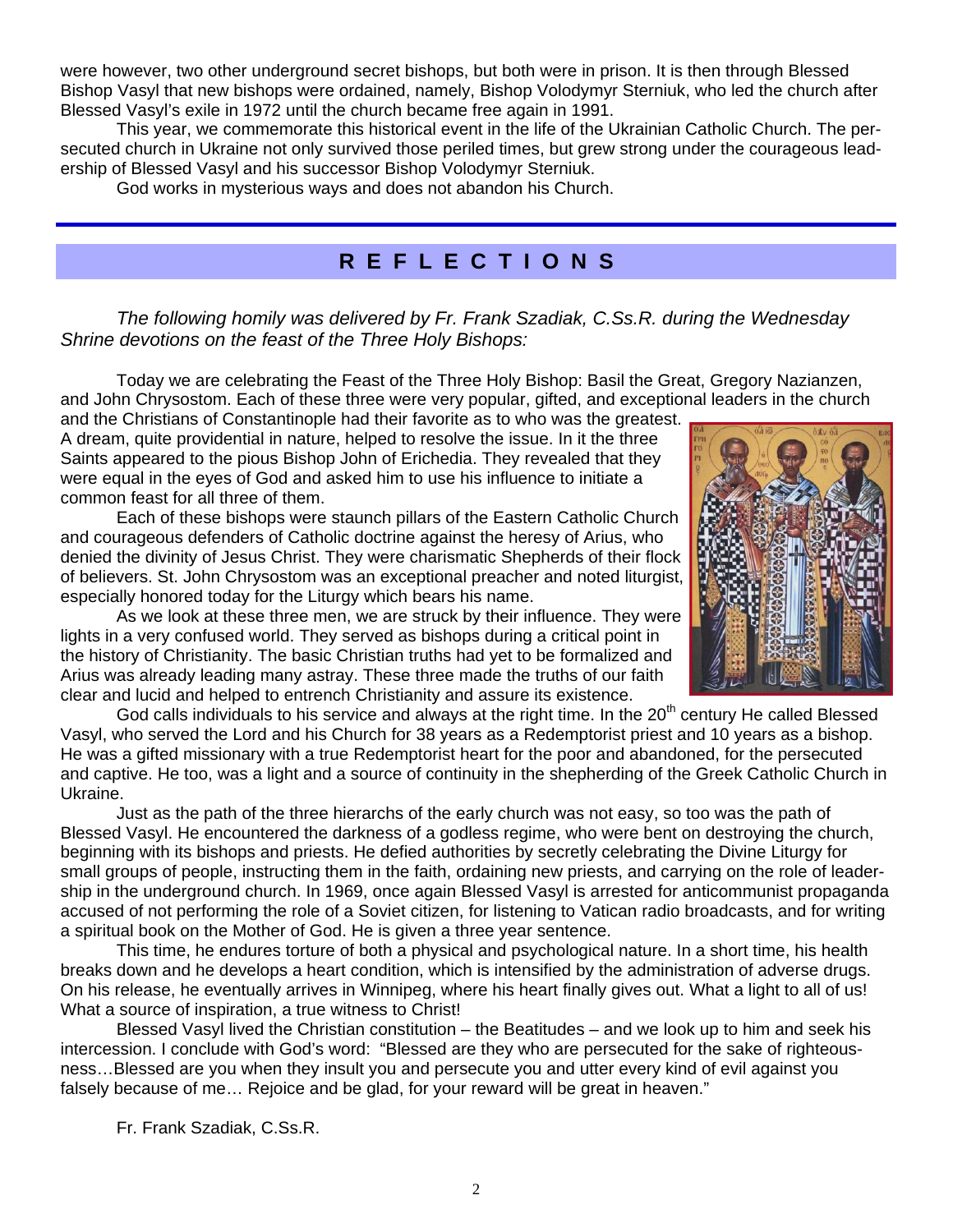were however, two other underground secret bishops, but both were in prison. It is then through Blessed Bishop Vasyl that new bishops were ordained, namely, Bishop Volodymyr Sterniuk, who led the church after Blessed Vasyl's exile in 1972 until the church became free again in 1991.

This year, we commemorate this historical event in the life of the Ukrainian Catholic Church. The persecuted church in Ukraine not only survived those periled times, but grew strong under the courageous leadership of Blessed Vasyl and his successor Bishop Volodymyr Sterniuk.

God works in mysterious ways and does not abandon his Church.

## R E F L E C T I O N S

*The following homily was delivered by Fr. Frank Szadiak, C.Ss.R. during the Wednesday Shrine devotions on the feast of the Three Holy Bishops:*

Today we are celebrating the Feast of the Three Holy Bishop: Basil the Great, Gregory Nazianzen, and John Chrysostom. Each of these three were very popular, gifted, and exceptional leaders in the church and the Christians of Constantinople had their favorite as to who was the greatest. A dream, quite providential in nature, helped to resolve the issue. In it the three Saints appeared to the pious Bishop John of Erichedia. They revealed that they were equal in the eyes of God and asked him to use his influence to initiate a common feast for all three of them.

Each of these bishops were staunch pillars of the Eastern Catholic Church and courageous defenders of Catholic doctrine against the heresy of Arius, who denied the divinity of Jesus Christ. They were charismatic Shepherds of their flock of believers. St. John Chrysostom was an exceptional preacher and noted liturgist, especially honored today for the Liturgy which bears his name.

As we look at these three men, we are struck by their influence. They were lights in a very confused world. They served as bishops during a critical point in the history of Christianity. The basic Christian truths had yet to be formalized and Arius was already leading many astray. These three made the truths of our faith clear and lucid and helped to entrench Christianity and assure its existence.

God calls individuals to his service and always at the right time. In the 20th century He called Blessed Vasyl, who served the Lord and his Church for 38 years as a Redemptorist priest and 10 years as a bishop. He was a gifted missionary with a true Redemptorist heart for the poor and abandoned, for the persecuted and captive. He too, was a light and a source of continuity in the shepherding of the Greek Catholic Church in Ukraine.

Just as the path of the three hierarchs of the early church was not easy, so too was the path of Blessed Vasyl. He encountered the darkness of a godless regime, who were bent on destroying the church, beginning with its bishops and priests. He defied authorities by secretly celebrating the Divine Liturgy for small groups of people, instructing them in the faith, ordaining new priests, and carrying on the role of leadership in the underground church. In 1969, once again Blessed Vasyl is arrested for anticommunist propaganda accused of not performing the role of a Soviet citizen, for listening to Vatican radio broadcasts, and for writing a spiritual book on the Mother of God. He is given a three year sentence.

This time, he endures torture of both a physical and psychological nature. In a short time, his health breaks down and he develops a heart condition, which is intensified by the administration of adverse drugs. On his release, he eventually arrives in Winnipeg, where his heart finally gives out. What a light to all of us! What a source of inspiration, a true witness to Christ!

Blessed Vasyl lived the Christian constitution – the Beatitudes – and we look up to him and seek his intercession. I conclude with God's word: "Blessed are they who are persecuted for the sake of righteousness…Blessed are you when they insult you and persecute you and utter every kind of evil against you falsely because of me… Rejoice and be glad, for your reward will be great in heaven."

Fr. Frank Szadiak, C.Ss.R.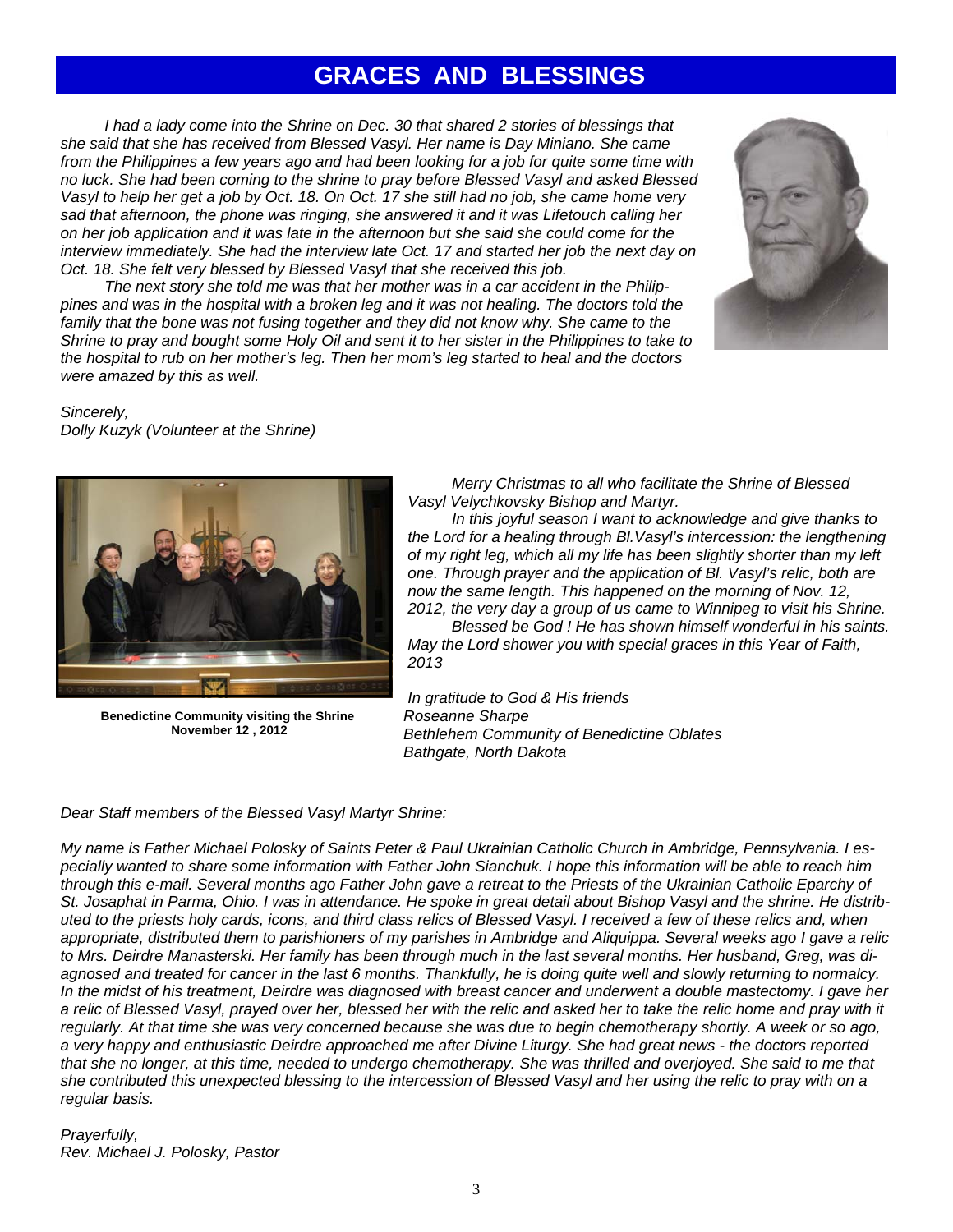# GRACES AND BLESSINGS

*I had a lady come into the Shrine on Dec. 30 that shared 2 stories of blessings that she said that she has received from Blessed Vasyl. Her name is Day Miniano. She came from the Philippines a few years ago and had been looking for a job for quite some time with no luck. She had been coming to the shrine to pray before Blessed Vasyl and asked Blessed Vasyl to help her get a job by Oct. 18. On Oct. 17 she still had no job, she came home very sad that afternoon, the phone was ringing, she answered it and it was Lifetouch calling her on her job application and it was late in the afternoon but she said she could come for the interview immediately. She had the interview late Oct. 17 and started her job the next day on Oct. 18. She felt very blessed by Blessed Vasyl that she received this job.*

*The next story she told me was that her mother was in a car accident in the Philippines and was in the hospital with a broken leg and it was not healing. The doctors told the family that the bone was not fusing together and they did not know why. She came to the Shrine to pray and bought some Holy Oil and sent it to her sister in the Philippines to take to the hospital to rub on her mother's leg. Then her mom's leg started to heal and the doctors were amazed by this as well.*

*Sincerely,*
*Dolly Kuzyk (Volunteer at the Shrine)*

**Benedictine Community visiting the Shrine November 12 , 2012**

*Merry Christmas to all who facilitate the Shrine of Blessed Vasyl Velychkovsky Bishop and Martyr.*

*In this joyful season I want to acknowledge and give thanks to the Lord for a healing through Bl.Vasyl's intercession: the lengthening of my right leg, which all my life has been slightly shorter than my left one. Through prayer and the application of Bl. Vasyl's relic, both are now the same length. This happened on the morning of Nov. 12, 2012, the very day a group of us came to Winnipeg to visit his Shrine.*

*Blessed be God ! He has shown himself wonderful in his saints. May the Lord shower you with special graces in this Year of Faith, 2013*

*In gratitude to God & His friends*
*Roseanne Sharpe*
*Bethlehem Community of Benedictine Oblates*
*Bathgate, North Dakota*

*Dear Staff members of the Blessed Vasyl Martyr Shrine:*

*My name is Father Michael Polosky of Saints Peter & Paul Ukrainian Catholic Church in Ambridge, Pennsylvania. I especially wanted to share some information with Father John Sianchuk. I hope this information will be able to reach him through this e-mail. Several months ago Father John gave a retreat to the Priests of the Ukrainian Catholic Eparchy of St. Josaphat in Parma, Ohio. I was in attendance. He spoke in great detail about Bishop Vasyl and the shrine. He distributed to the priests holy cards, icons, and third class relics of Blessed Vasyl. I received a few of these relics and, when appropriate, distributed them to parishioners of my parishes in Ambridge and Aliquippa. Several weeks ago I gave a relic to Mrs. Deirdre Manasterski. Her family has been through much in the last several months. Her husband, Greg, was diagnosed and treated for cancer in the last 6 months. Thankfully, he is doing quite well and slowly returning to normalcy. In the midst of his treatment, Deirdre was diagnosed with breast cancer and underwent a double mastectomy. I gave her a relic of Blessed Vasyl, prayed over her, blessed her with the relic and asked her to take the relic home and pray with it regularly. At that time she was very concerned because she was due to begin chemotherapy shortly. A week or so ago, a very happy and enthusiastic Deirdre approached me after Divine Liturgy. She had great news - the doctors reported that she no longer, at this time, needed to undergo chemotherapy. She was thrilled and overjoyed. She said to me that she contributed this unexpected blessing to the intercession of Blessed Vasyl and her using the relic to pray with on a regular basis.*

*Prayerfully,*
*Rev. Michael J. Polosky, Pastor*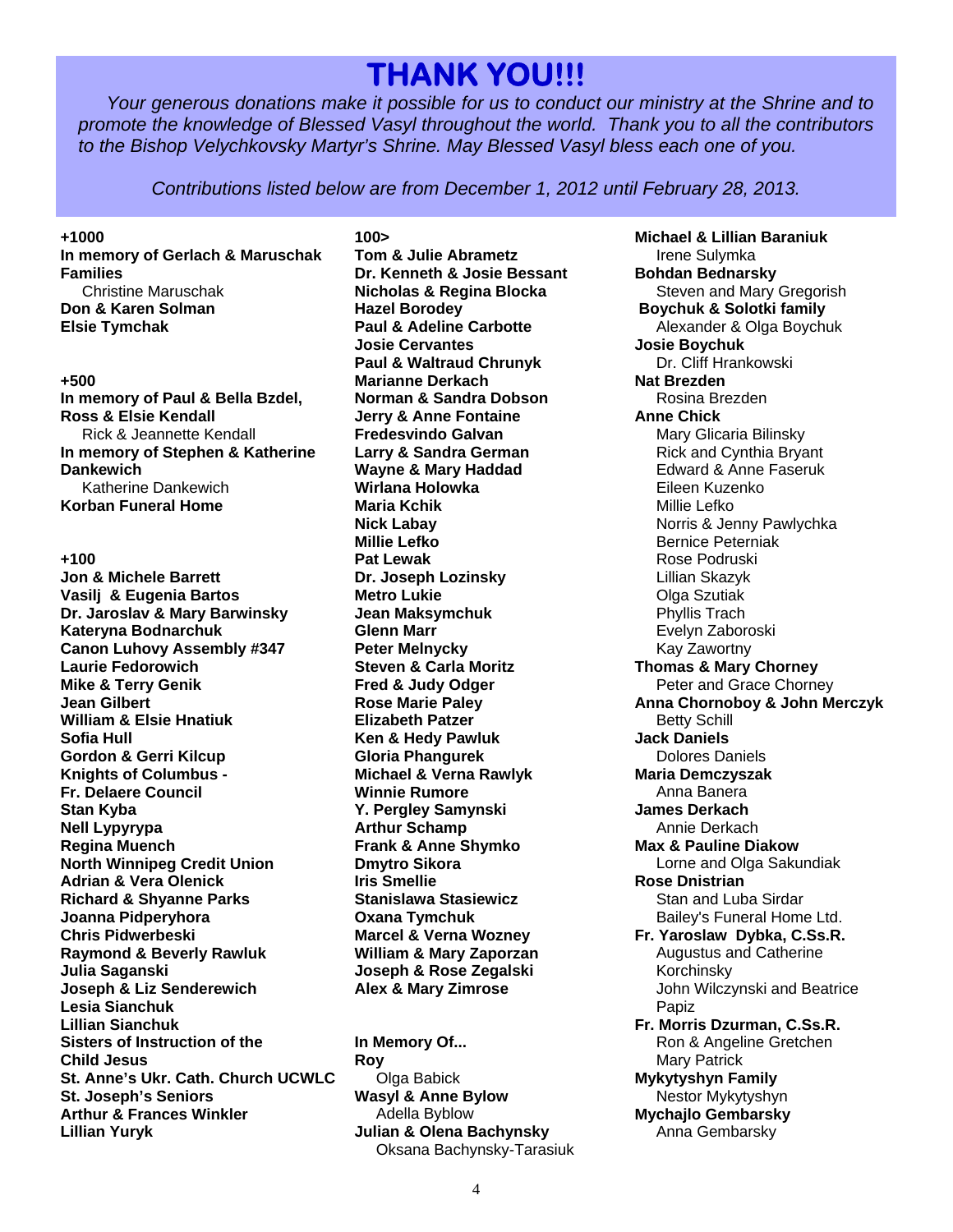# THANK YOU!!!

*Your generous donations make it possible for us to conduct our ministry at the Shrine and to promote the knowledge of Blessed Vasyl throughout the world. Thank you to all the contributors to the Bishop Velychkovsky Martyr's Shrine. May Blessed Vasyl bless each one of you.*

*Contributions listed below are from December 1, 2012 until February 28, 2013.*

**+1000**

**In memory of Gerlach & Maruschak Families**
Christine Maruschak
**Don & Karen Solman**
**Elsie Tymchak**

**+500**

**In memory of Paul & Bella Bzdel, Ross & Elsie Kendall**
Rick & Jeannette Kendall
**In memory of Stephen & Katherine Dankewich**
Katherine Dankewich
**Korban Funeral Home**

**+100**

**Jon & Michele Barrett**
**Vasilj & Eugenia Bartos**
**Dr. Jaroslav & Mary Barwinsky**
**Kateryna Bodnarchuk**
**Canon Luhovy Assembly #347**
**Laurie Fedorowich**
**Mike & Terry Genik**
**Jean Gilbert**
**William & Elsie Hnatiuk**
**Sofia Hull**
**Gordon & Gerri Kilcup**
**Knights of Columbus - Fr. Delaere Council**
**Stan Kyba**
**Nell Lypyrypa**
**Regina Muench**
**North Winnipeg Credit Union**
**Adrian & Vera Olenick**
**Richard & Shyanne Parks**
**Joanna Pidperyhora**
**Chris Pidwerbeski**
**Raymond & Beverly Rawluk**
**Julia Saganski**
**Joseph & Liz Senderewich**
**Lesia Sianchuk**
**Lillian Sianchuk**
**Sisters of Instruction of the Child Jesus**
**St. Anne's Ukr. Cath. Church UCWLC**
**St. Joseph's Seniors**
**Arthur & Frances Winkler**
**Lillian Yuryk**

**100>**

**Tom & Julie Abrametz**
**Dr. Kenneth & Josie Bessant**
**Nicholas & Regina Blocka**
**Hazel Borodey**
**Paul & Adeline Carbotte**
**Josie Cervantes**
**Paul & Waltraud Chrunyk**
**Marianne Derkach**
**Norman & Sandra Dobson**
**Jerry & Anne Fontaine**
**Fredesvindo Galvan**
**Larry & Sandra German**
**Wayne & Mary Haddad**
**Wirlana Holowka**
**Maria Kchik**
**Nick Labay**
**Millie Lefko**
**Pat Lewak**
**Dr. Joseph Lozinsky**
**Metro Lukie**
**Jean Maksymchuk**
**Glenn Marr**
**Peter Melnycky**
**Steven & Carla Moritz**
**Fred & Judy Odger**
**Rose Marie Paley**
**Elizabeth Patzer**
**Ken & Hedy Pawluk**
**Gloria Phangurek**
**Michael & Verna Rawlyk**
**Winnie Rumore**
**Y. Pergley Samynski**
**Arthur Schamp**
**Frank & Anne Shymko**
**Dmytro Sikora**
**Iris Smellie**
**Stanislawa Stasiewicz**
**Oxana Tymchuk**
**Marcel & Verna Wozney**
**William & Mary Zaporzan**
**Joseph & Rose Zegalski**
**Alex & Mary Zimrose**

**In Memory Of...**

**Roy**
Olga Babick
**Wasyl & Anne Bylow**
Adella Byblow
**Julian & Olena Bachynsky**
Oksana Bachynsky-Tarasiuk
**Michael & Lillian Baraniuk**
Irene Sulymka
**Bohdan Bednarsky**
Steven and Mary Gregorish
**Boychuk & Solotki family**
Alexander & Olga Boychuk
**Josie Boychuk**
Dr. Cliff Hrankowski
**Nat Brezden**
Rosina Brezden
**Anne Chick**
Mary Glicaria Bilinsky
Rick and Cynthia Bryant
Edward & Anne Faseruk
Eileen Kuzenko
Millie Lefko
Norris & Jenny Pawlychka
Bernice Peterniak
Rose Podruski
Lillian Skazyk
Olga Szutiak
Phyllis Trach
Evelyn Zaboroski
Kay Zawortny
**Thomas & Mary Chorney**
Peter and Grace Chorney
**Anna Chornoboy & John Merczyk**
Betty Schill
**Jack Daniels**
Dolores Daniels
**Maria Demczyszak**
Anna Banera
**James Derkach**
Annie Derkach
**Max & Pauline Diakow**
Lorne and Olga Sakundiak
**Rose Dnistrian**
Stan and Luba Sirdar
Bailey's Funeral Home Ltd.
**Fr. Yaroslaw Dybka, C.Ss.R.**
Augustus and Catherine Korchinsky
John Wilczynski and Beatrice Papiz
**Fr. Morris Dzurman, C.Ss.R.**
Ron & Angeline Gretchen
Mary Patrick
**Mykytyshyn Family**
Nestor Mykytyshyn
**Mychajlo Gembarsky**
Anna Gembarsky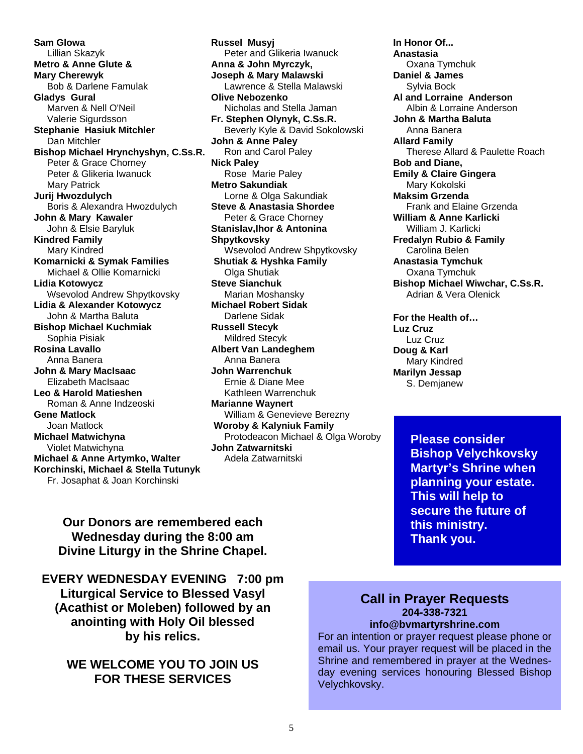**Sam Glowa**
Lillian Skazyk
**Metro & Anne Glute & Mary Cherewyk**
Bob & Darlene Famulak
**Gladys Gural**
Marven & Nell O'Neil
Valerie Sigurdsson
**Stephanie Hasiuk Mitchler**
Dan Mitchler
**Bishop Michael Hrynchyshyn, C.Ss.R.**
Peter & Grace Chorney
Peter & Glikeria Iwanuck
Mary Patrick
**Jurij Hwozdulych**
Boris & Alexandra Hwozdulych
**John & Mary Kawaler**
John & Elsie Baryluk
**Kindred Family**
Mary Kindred
**Komarnicki & Symak Families**
Michael & Ollie Komarnicki
**Lidia Kotowycz**
Wsevolod Andrew Shpytkovsky
**Lidia & Alexander Kotowycz**
John & Martha Baluta
**Bishop Michael Kuchmiak**
Sophia Pisiak
**Rosina Lavallo**
Anna Banera
**John & Mary MacIsaac**
Elizabeth MacIsaac
**Leo & Harold Matieshen**
Roman & Anne Indzeoski
**Gene Matlock**
Joan Matlock
**Michael Matwichyna**
Violet Matwichyna
**Michael & Anne Artymko, Walter Korchinski, Michael & Stella Tutunyk**
Fr. Josaphat & Joan Korchinski

**Russel Musyj**
Peter and Glikeria Iwanuck
**Anna & John Myrczyk, Joseph & Mary Malawski**
Lawrence & Stella Malawski
**Olive Nebozenko**
Nicholas and Stella Jaman
**Fr. Stephen Olynyk, C.Ss.R.**
Beverly Kyle & David Sokolowski
**John & Anne Paley**
Ron and Carol Paley
**Nick Paley**
Rose Marie Paley
**Metro Sakundiak**
Lorne & Olga Sakundiak
**Steve & Anastasia Shordee**
Peter & Grace Chorney
**Stanislav,Ihor & Antonina Shpytkovsky**
Wsevolod Andrew Shpytkovsky
**Shutiak & Hyshka Family**
Olga Shutiak
**Steve Sianchuk**
Marian Moshansky
**Michael Robert Sidak**
Darlene Sidak
**Russell Stecyk**
Mildred Stecyk
**Albert Van Landeghem**
Anna Banera
**John Warrenchuk**
Ernie & Diane Mee
Kathleen Warrenchuk
**Marianne Waynert**
William & Genevieve Berezny
**Woroby & Kalyniuk Family**
Protodeacon Michael & Olga Woroby
**John Zatwarnitski**
Adela Zatwarnitski

**In Honor Of...**
**Anastasia**
Oxana Tymchuk
**Daniel & James**
Sylvia Bock
**Al and Lorraine Anderson**
Albin & Lorraine Anderson
**John & Martha Baluta**
Anna Banera
**Allard Family**
Therese Allard & Paulette Roach
**Bob and Diane, Emily & Claire Gingera**
Mary Kokolski
**Maksim Grzenda**
Frank and Elaine Grzenda
**William & Anne Karlicki**
William J. Karlicki
**Fredalyn Rubio & Family**
Carolina Belen
**Anastasia Tymchuk**
Oxana Tymchuk
**Bishop Michael Wiwchar, C.Ss.R.**
Adrian & Vera Olenick

**For the Health of…**
**Luz Cruz**
Luz Cruz
**Doug & Karl**
Mary Kindred
**Marilyn Jessap**
S. Demjanew

**Please consider Bishop Velychkovsky Martyr's Shrine when planning your estate. This will help to secure the future of this ministry. Thank you.**

**Our Donors are remembered each Wednesday during the 8:00 am Divine Liturgy in the Shrine Chapel.**

**EVERY WEDNESDAY EVENING 7:00 pm Liturgical Service to Blessed Vasyl (Acathist or Moleben) followed by an anointing with Holy Oil blessed by his relics.**

**WE WELCOME YOU TO JOIN US FOR THESE SERVICES**

## Call in Prayer Requests

**204-338-7321**
**info@bvmartyrshrine.com**

For an intention or prayer request please phone or email us. Your prayer request will be placed in the Shrine and remembered in prayer at the Wednesday evening services honouring Blessed Bishop Velychkovsky.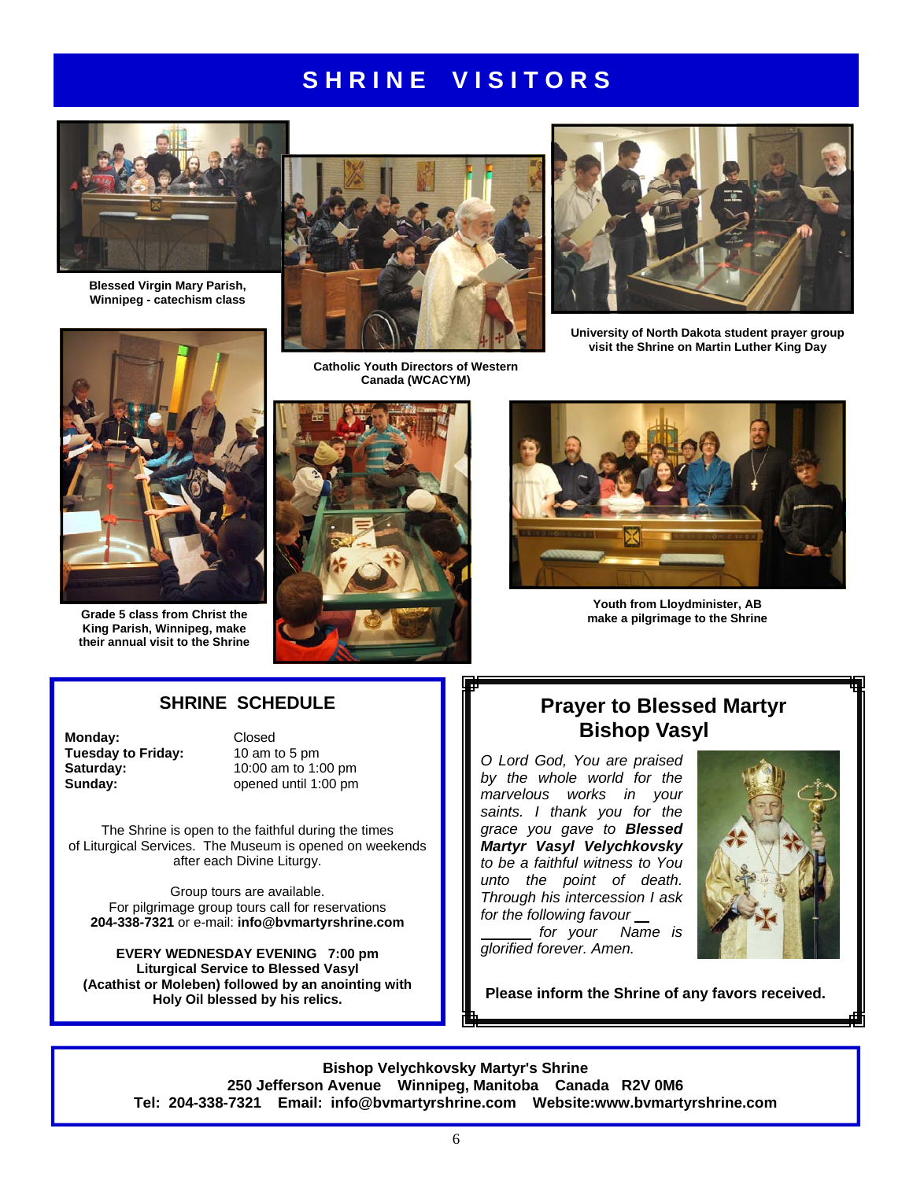# SHRINE VISITORS

Blessed Virgin Mary Parish, Winnipeg - catechism class

Catholic Youth Directors of Western Canada (WCACYM)

University of North Dakota student prayer group visit the Shrine on Martin Luther King Day

Grade 5 class from Christ the King Parish, Winnipeg, make their annual visit to the Shrine

Youth from Lloydminister, AB make a pilgrimage to the Shrine

## SHRINE SCHEDULE

| | |
|---|---|
| **Monday:** | Closed |
| **Tuesday to Friday:** | 10 am to 5 pm |
| **Saturday:** | 10:00 am to 1:00 pm |
| **Sunday:** | opened until 1:00 pm |

The Shrine is open to the faithful during the times of Liturgical Services. The Museum is opened on weekends after each Divine Liturgy.

Group tours are available.
For pilgrimage group tours call for reservations
**204-338-7321** or e-mail: **info@bvmartyrshrine.com**

**EVERY WEDNESDAY EVENING 7:00 pm**
**Liturgical Service to Blessed Vasyl**
**(Acathist or Moleben) followed by an anointing with Holy Oil blessed by his relics.**

## Prayer to Blessed Martyr Bishop Vasyl

*O Lord God, You are praised by the whole world for the marvelous works in your saints. I thank you for the grace you gave to **Blessed Martyr Vasyl Velychkovsky** to be a faithful witness to You unto the point of death. Through his intercession I ask for the following favour \_\_\_\_\_\_\_\_ for your Name is glorified forever. Amen.*

**Please inform the Shrine of any favors received.**

**Bishop Velychkovsky Martyr's Shrine**
**250 Jefferson Avenue Winnipeg, Manitoba Canada R2V 0M6**
**Tel: 204-338-7321 Email: info@bvmartyrshrine.com Website:www.bvmartyrshrine.com**